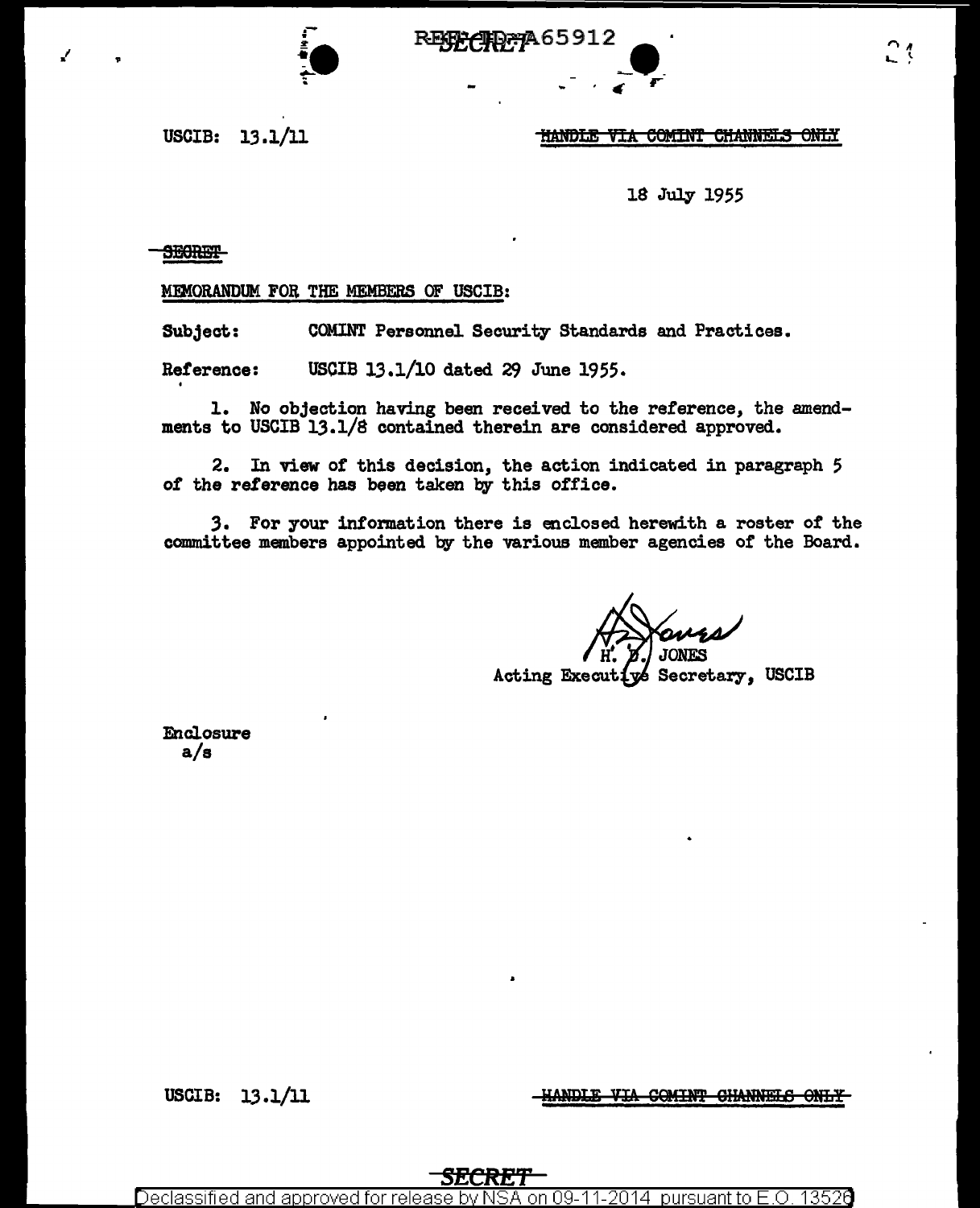REF ID:A65912

USCIB: 13.1/11

~~HANDLE VIA COMINT CHANNELS ONLY~~

18 July 1955

~~SECRET~~

MEMORANDUM FOR THE MEMBERS OF USCIB:

Subject: COMINT Personnel Security Standards and Practices.

Reference: USCIB 13.1/10 dated 29 June 1955.

1. No objection having been received to the reference, the amendments to USCIB 13.1/8 contained therein are considered approved.

2. In view of this decision, the action indicated in paragraph 5 of the reference has been taken by this office.

3. For your information there is enclosed herewith a roster of the committee members appointed by the various member agencies of the Board.

H. D. JONES
Acting Executive Secretary, USCIB

Enclosure
a/s

USCIB: 13.1/11

~~HANDLE VIA COMINT CHANNELS ONLY~~

~~SECRET~~

Declassified and approved for release by NSA on 09-11-2014 pursuant to E.O. 13526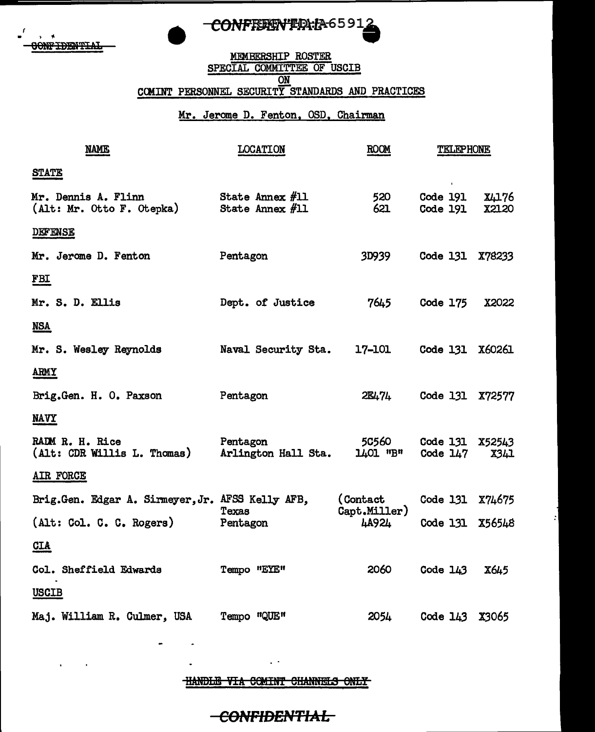~~CONFIDENTIAL~~ ~~CONFIDENTIAL~~ A65912

# MEMBERSHIP ROSTER
## SPECIAL COMMITTEE OF USCIB ON COMINT PERSONNEL SECURITY STANDARDS AND PRACTICES

Mr. Jerome D. Fenton, OSD, Chairman

| NAME | LOCATION | ROOM | TELEPHONE | |
|---|---|---|---|---|
| **STATE** | | | | |
| Mr. Dennis A. Flinn | State Annex #11 | 520 | Code 191 | X4176 |
| (Alt: Mr. Otto F. Otepka) | State Annex #11 | 621 | Code 191 | X2120 |
| **DEFENSE** | | | | |
| Mr. Jerome D. Fenton | Pentagon | 3D939 | Code 131 | X78233 |
| **FBI** | | | | |
| Mr. S. D. Ellis | Dept. of Justice | 7645 | Code 175 | X2022 |
| **NSA** | | | | |
| Mr. S. Wesley Reynolds | Naval Security Sta. | 17-101 | Code 131 | X60261 |
| **ARMY** | | | | |
| Brig.Gen. H. O. Paxson | Pentagon | 2E474 | Code 131 | X72577 |
| **NAVY** | | | | |
| RADM R. H. Rice | Pentagon | 5C560 | Code 131 | X52543 |
| (Alt: CDR Willis L. Thomas) | Arlington Hall Sta. | 1401 "B" | Code 147 | X341 |
| **AIR FORCE** | | | | |
| Brig.Gen. Edgar A. Sirmeyer, Jr. | AFSS Kelly AFB, Texas | (Contact Capt.Miller) | Code 131 | X74675 |
| (Alt: Col. C. C. Rogers) | Pentagon | 4A924 | Code 131 | X56548 |
| **CIA** | | | | |
| Col. Sheffield Edwards | Tempo "EYE" | 2060 | Code 143 | X645 |
| **USCIB** | | | | |
| Maj. William R. Culmer, USA | Tempo "QUE" | 2054 | Code 143 | X3065 |

~~HANDLE VIA COMINT CHANNELS ONLY~~

~~CONFIDENTIAL~~